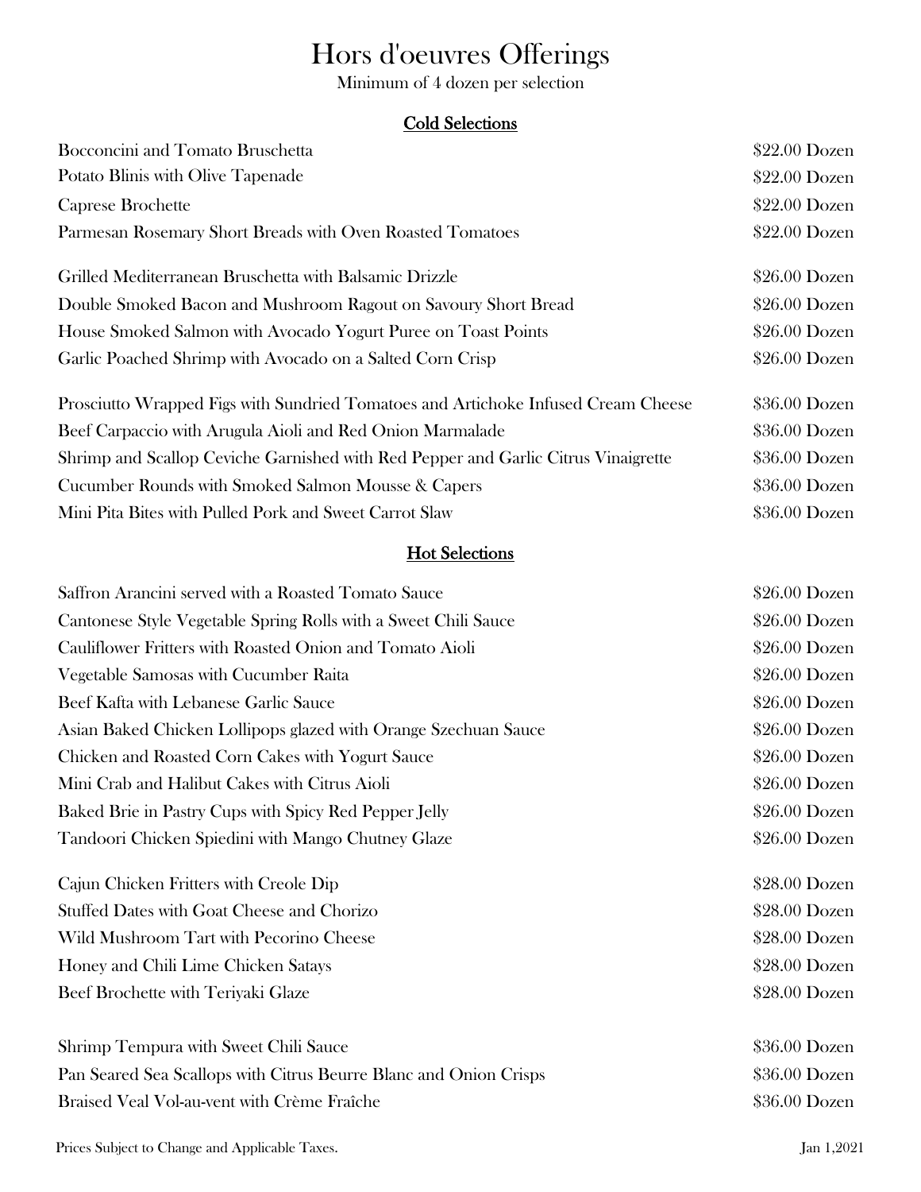# Hors d'oeuvres Offerings

Minimum of 4 dozen per selection

## Cold Selections

| Item | Price |
|---|---|
| Bocconcini and Tomato Bruschetta | $22.00 Dozen |
| Potato Blinis with Olive Tapenade | $22.00 Dozen |
| Caprese Brochette | $22.00 Dozen |
| Parmesan Rosemary Short Breads with Oven Roasted Tomatoes | $22.00 Dozen |
| Grilled Mediterranean Bruschetta with Balsamic Drizzle | $26.00 Dozen |
| Double Smoked Bacon and Mushroom Ragout on Savoury Short Bread | $26.00 Dozen |
| House Smoked Salmon with Avocado Yogurt Puree on Toast Points | $26.00 Dozen |
| Garlic Poached Shrimp with Avocado on a Salted Corn Crisp | $26.00 Dozen |
| Prosciutto Wrapped Figs with Sundried Tomatoes and Artichoke Infused Cream Cheese | $36.00 Dozen |
| Beef Carpaccio with Arugula Aioli and Red Onion Marmalade | $36.00 Dozen |
| Shrimp and Scallop Ceviche Garnished with Red Pepper and Garlic Citrus Vinaigrette | $36.00 Dozen |
| Cucumber Rounds with Smoked Salmon Mousse & Capers | $36.00 Dozen |
| Mini Pita Bites with Pulled Pork and Sweet Carrot Slaw | $36.00 Dozen |

## Hot Selections

| Item | Price |
|---|---|
| Saffron Arancini served with a Roasted Tomato Sauce | $26.00 Dozen |
| Cantonese Style Vegetable Spring Rolls with a Sweet Chili Sauce | $26.00 Dozen |
| Cauliflower Fritters with Roasted Onion and Tomato Aioli | $26.00 Dozen |
| Vegetable Samosas with Cucumber Raita | $26.00 Dozen |
| Beef Kafta with Lebanese Garlic Sauce | $26.00 Dozen |
| Asian Baked Chicken Lollipops glazed with Orange Szechuan Sauce | $26.00 Dozen |
| Chicken and Roasted Corn Cakes with Yogurt Sauce | $26.00 Dozen |
| Mini Crab and Halibut Cakes with Citrus Aioli | $26.00 Dozen |
| Baked Brie in Pastry Cups with Spicy Red Pepper Jelly | $26.00 Dozen |
| Tandoori Chicken Spiedini with Mango Chutney Glaze | $26.00 Dozen |
| Cajun Chicken Fritters with Creole Dip | $28.00 Dozen |
| Stuffed Dates with Goat Cheese and Chorizo | $28.00 Dozen |
| Wild Mushroom Tart with Pecorino Cheese | $28.00 Dozen |
| Honey and Chili Lime Chicken Satays | $28.00 Dozen |
| Beef Brochette with Teriyaki Glaze | $28.00 Dozen |
| Shrimp Tempura with Sweet Chili Sauce | $36.00 Dozen |
| Pan Seared Sea Scallops with Citrus Beurre Blanc and Onion Crisps | $36.00 Dozen |
| Braised Veal Vol-au-vent with Crème Fraîche | $36.00 Dozen |

Prices Subject to Change and Applicable Taxes. Jan 1,2021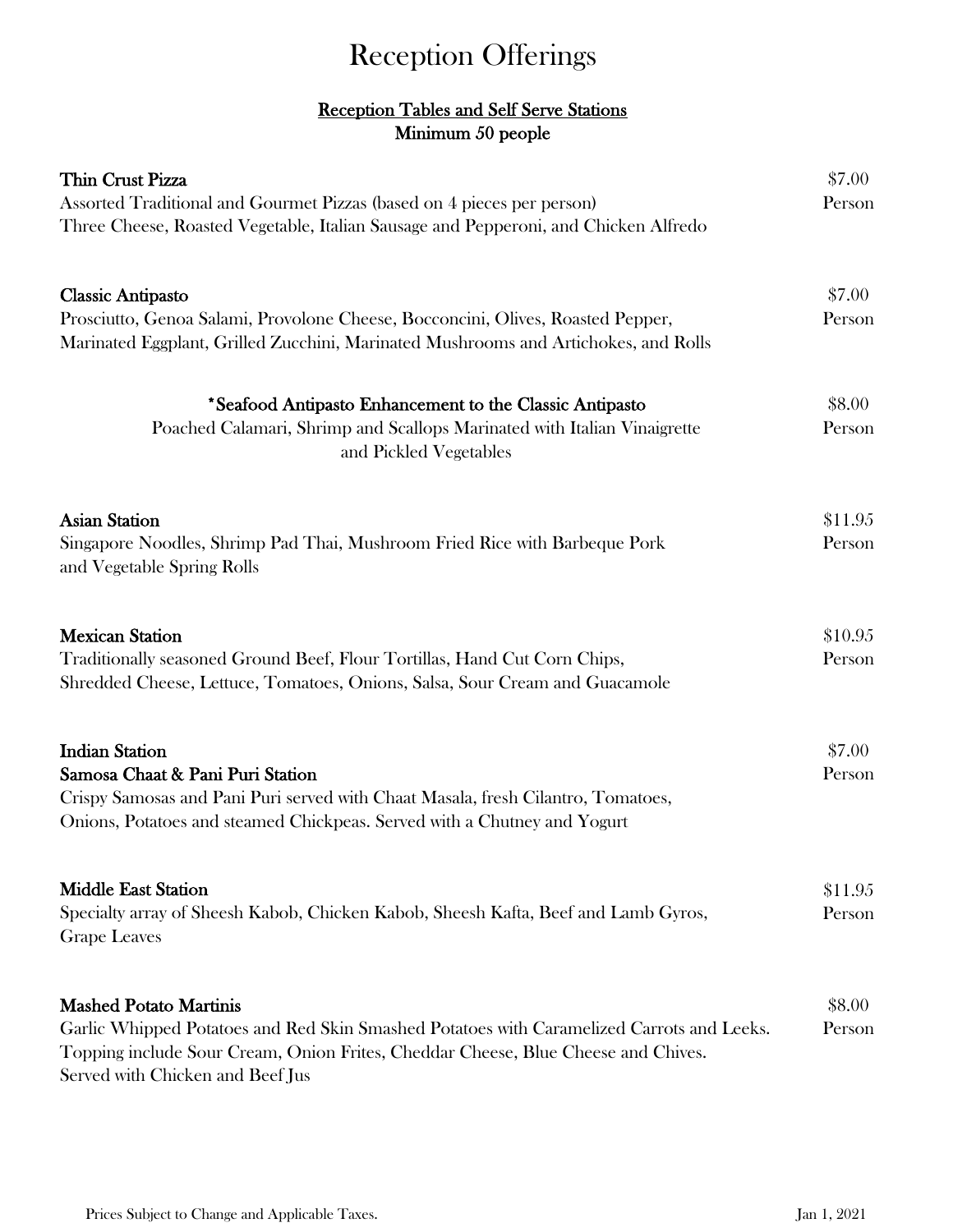# Reception Offerings

## Reception Tables and Self Serve Stations
## Minimum 50 people

**Thin Crust Pizza** — $7.00 Person
Assorted Traditional and Gourmet Pizzas (based on 4 pieces per person)
Three Cheese, Roasted Vegetable, Italian Sausage and Pepperoni, and Chicken Alfredo

**Classic Antipasto** — $7.00 Person
Prosciutto, Genoa Salami, Provolone Cheese, Bocconcini, Olives, Roasted Pepper, Marinated Eggplant, Grilled Zucchini, Marinated Mushrooms and Artichokes, and Rolls

**\*Seafood Antipasto Enhancement to the Classic Antipasto** — $8.00 Person
Poached Calamari, Shrimp and Scallops Marinated with Italian Vinaigrette and Pickled Vegetables

**Asian Station** — $11.95 Person
Singapore Noodles, Shrimp Pad Thai, Mushroom Fried Rice with Barbeque Pork and Vegetable Spring Rolls

**Mexican Station** — $10.95 Person
Traditionally seasoned Ground Beef, Flour Tortillas, Hand Cut Corn Chips, Shredded Cheese, Lettuce, Tomatoes, Onions, Salsa, Sour Cream and Guacamole

**Indian Station**
**Samosa Chaat & Pani Puri Station** — $7.00 Person
Crispy Samosas and Pani Puri served with Chaat Masala, fresh Cilantro, Tomatoes, Onions, Potatoes and steamed Chickpeas. Served with a Chutney and Yogurt

**Middle East Station** — $11.95 Person
Specialty array of Sheesh Kabob, Chicken Kabob, Sheesh Kafta, Beef and Lamb Gyros, Grape Leaves

**Mashed Potato Martinis** — $8.00 Person
Garlic Whipped Potatoes and Red Skin Smashed Potatoes with Caramelized Carrots and Leeks. Topping include Sour Cream, Onion Frites, Cheddar Cheese, Blue Cheese and Chives. Served with Chicken and Beef Jus

Prices Subject to Change and Applicable Taxes. Jan 1, 2021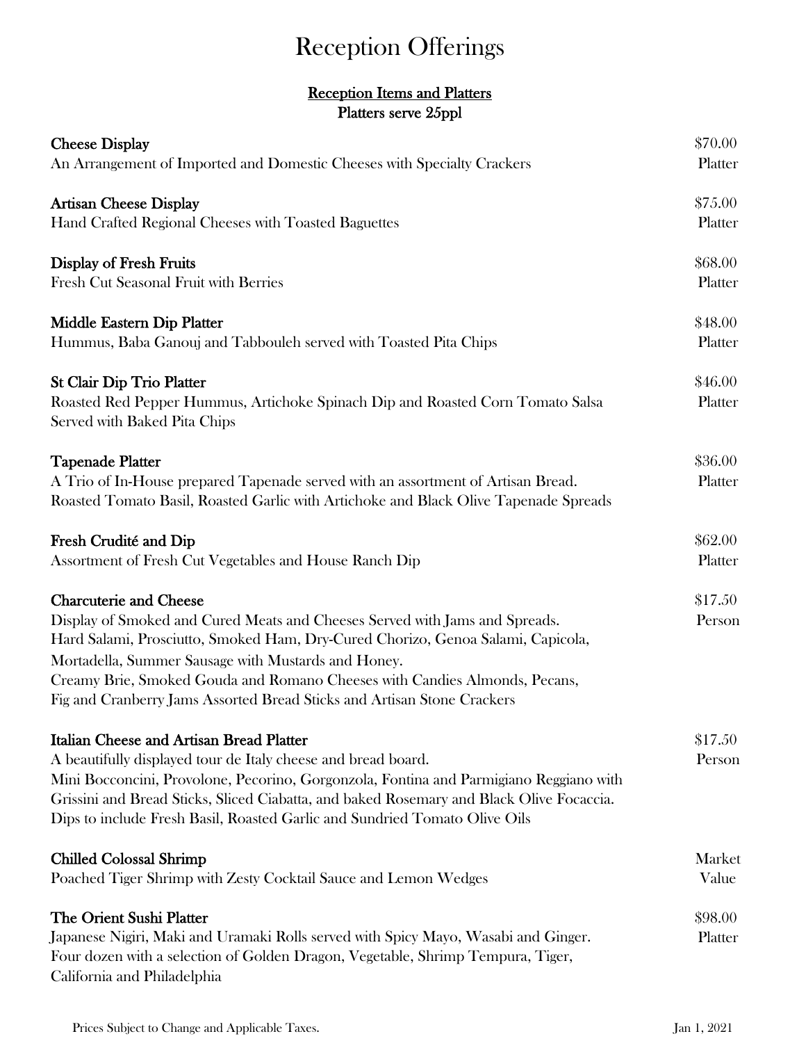# Reception Offerings

## Reception Items and Platters

**Platters serve 25ppl**

**Cheese Display** — $70.00 Platter
An Arrangement of Imported and Domestic Cheeses with Specialty Crackers

**Artisan Cheese Display** — $75.00 Platter
Hand Crafted Regional Cheeses with Toasted Baguettes

**Display of Fresh Fruits** — $68.00 Platter
Fresh Cut Seasonal Fruit with Berries

**Middle Eastern Dip Platter** — $48.00 Platter
Hummus, Baba Ganouj and Tabbouleh served with Toasted Pita Chips

**St Clair Dip Trio Platter** — $46.00 Platter
Roasted Red Pepper Hummus, Artichoke Spinach Dip and Roasted Corn Tomato Salsa
Served with Baked Pita Chips

**Tapenade Platter** — $36.00 Platter
A Trio of In-House prepared Tapenade served with an assortment of Artisan Bread.
Roasted Tomato Basil, Roasted Garlic with Artichoke and Black Olive Tapenade Spreads

**Fresh Crudité and Dip** — $62.00 Platter
Assortment of Fresh Cut Vegetables and House Ranch Dip

**Charcuterie and Cheese** — $17.50 Person
Display of Smoked and Cured Meats and Cheeses Served with Jams and Spreads.
Hard Salami, Prosciutto, Smoked Ham, Dry-Cured Chorizo, Genoa Salami, Capicola,
Mortadella, Summer Sausage with Mustards and Honey.
Creamy Brie, Smoked Gouda and Romano Cheeses with Candies Almonds, Pecans,
Fig and Cranberry Jams Assorted Bread Sticks and Artisan Stone Crackers

**Italian Cheese and Artisan Bread Platter** — $17.50 Person
A beautifully displayed tour de Italy cheese and bread board.
Mini Bocconcini, Provolone, Pecorino, Gorgonzola, Fontina and Parmigiano Reggiano with
Grissini and Bread Sticks, Sliced Ciabatta, and baked Rosemary and Black Olive Focaccia.
Dips to include Fresh Basil, Roasted Garlic and Sundried Tomato Olive Oils

**Chilled Colossal Shrimp** — Market Value
Poached Tiger Shrimp with Zesty Cocktail Sauce and Lemon Wedges

**The Orient Sushi Platter** — $98.00 Platter
Japanese Nigiri, Maki and Uramaki Rolls served with Spicy Mayo, Wasabi and Ginger.
Four dozen with a selection of Golden Dragon, Vegetable, Shrimp Tempura, Tiger,
California and Philadelphia

Prices Subject to Change and Applicable Taxes. Jan 1, 2021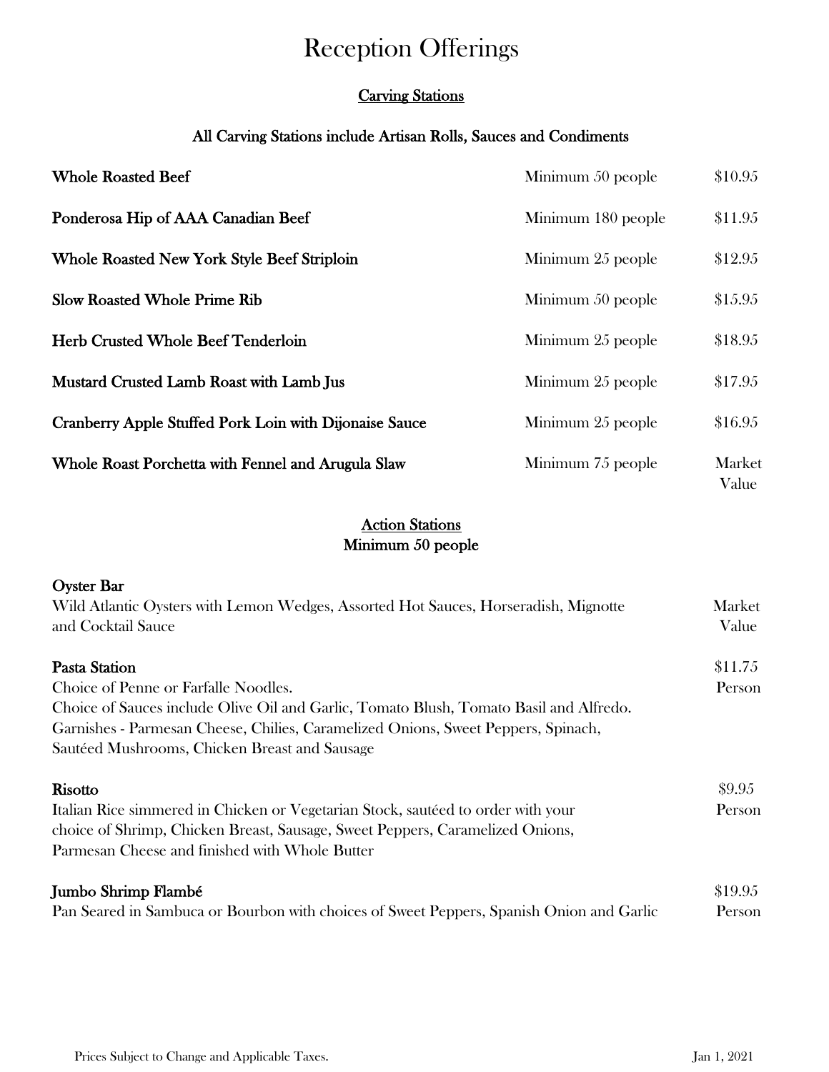# Reception Offerings

## Carving Stations

### All Carving Stations include Artisan Rolls, Sauces and Condiments

| Item | Minimum | Price |
|---|---|---|
| **Whole Roasted Beef** | Minimum 50 people | $10.95 |
| **Ponderosa Hip of AAA Canadian Beef** | Minimum 180 people | $11.95 |
| **Whole Roasted New York Style Beef Striploin** | Minimum 25 people | $12.95 |
| **Slow Roasted Whole Prime Rib** | Minimum 50 people | $15.95 |
| **Herb Crusted Whole Beef Tenderloin** | Minimum 25 people | $18.95 |
| **Mustard Crusted Lamb Roast with Lamb Jus** | Minimum 25 people | $17.95 |
| **Cranberry Apple Stuffed Pork Loin with Dijonaise Sauce** | Minimum 25 people | $16.95 |
| **Whole Roast Porchetta with Fennel and Arugula Slaw** | Minimum 75 people | Market Value |

## Action Stations
### Minimum 50 people

**Oyster Bar** — Market Value
Wild Atlantic Oysters with Lemon Wedges, Assorted Hot Sauces, Horseradish, Mignotte and Cocktail Sauce

**Pasta Station** — $11.75 Person
Choice of Penne or Farfalle Noodles.
Choice of Sauces include Olive Oil and Garlic, Tomato Blush, Tomato Basil and Alfredo.
Garnishes - Parmesan Cheese, Chilies, Caramelized Onions, Sweet Peppers, Spinach, Sautéed Mushrooms, Chicken Breast and Sausage

**Risotto** — $9.95 Person
Italian Rice simmered in Chicken or Vegetarian Stock, sautéed to order with your choice of Shrimp, Chicken Breast, Sausage, Sweet Peppers, Caramelized Onions, Parmesan Cheese and finished with Whole Butter

**Jumbo Shrimp Flambé** — $19.95 Person
Pan Seared in Sambuca or Bourbon with choices of Sweet Peppers, Spanish Onion and Garlic

Prices Subject to Change and Applicable Taxes. Jan 1, 2021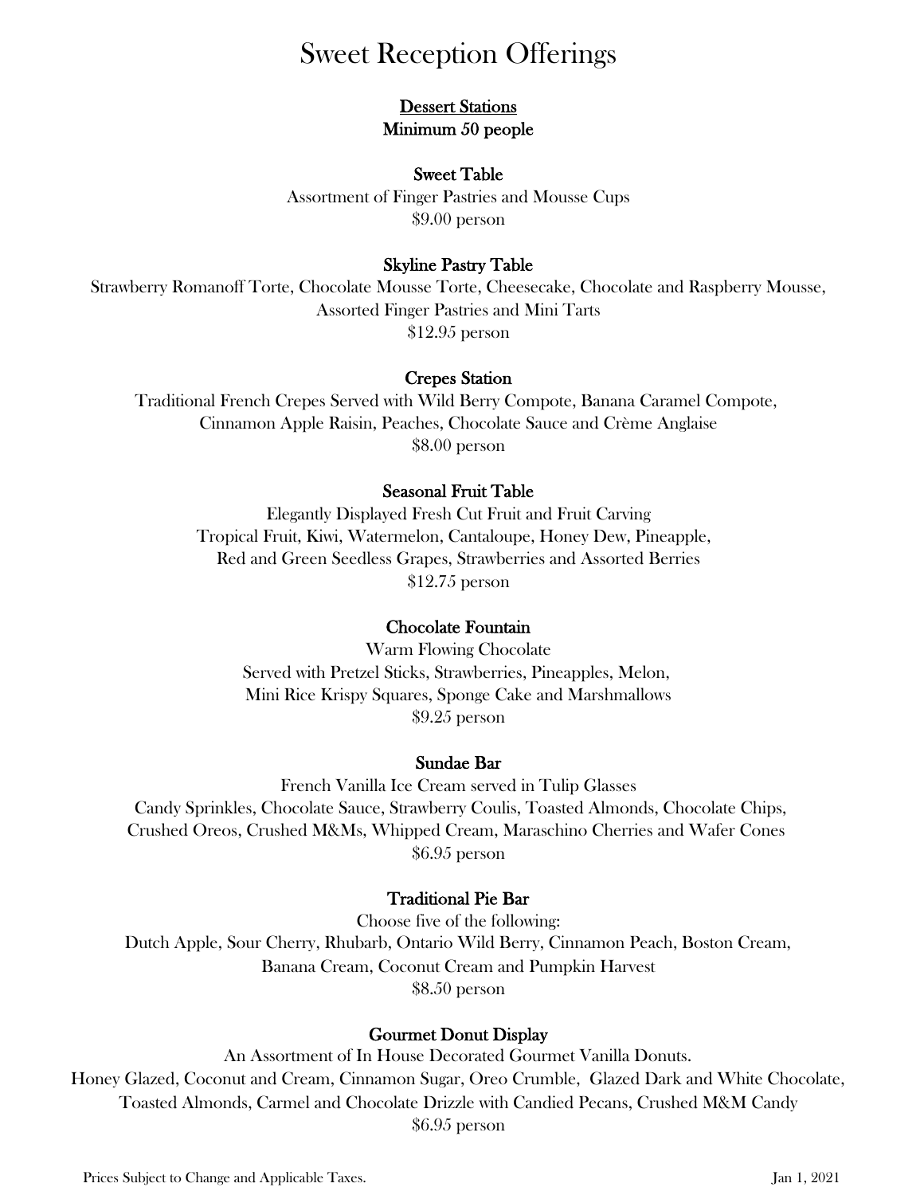# Sweet Reception Offerings

## Dessert Stations
**Minimum 50 people**

### Sweet Table
Assortment of Finger Pastries and Mousse Cups
$9.00 person

### Skyline Pastry Table
Strawberry Romanoff Torte, Chocolate Mousse Torte, Cheesecake, Chocolate and Raspberry Mousse, Assorted Finger Pastries and Mini Tarts
$12.95 person

### Crepes Station
Traditional French Crepes Served with Wild Berry Compote, Banana Caramel Compote, Cinnamon Apple Raisin, Peaches, Chocolate Sauce and Crème Anglaise
$8.00 person

### Seasonal Fruit Table
Elegantly Displayed Fresh Cut Fruit and Fruit Carving
Tropical Fruit, Kiwi, Watermelon, Cantaloupe, Honey Dew, Pineapple, Red and Green Seedless Grapes, Strawberries and Assorted Berries
$12.75 person

### Chocolate Fountain
Warm Flowing Chocolate
Served with Pretzel Sticks, Strawberries, Pineapples, Melon, Mini Rice Krispy Squares, Sponge Cake and Marshmallows
$9.25 person

### Sundae Bar
French Vanilla Ice Cream served in Tulip Glasses
Candy Sprinkles, Chocolate Sauce, Strawberry Coulis, Toasted Almonds, Chocolate Chips, Crushed Oreos, Crushed M&Ms, Whipped Cream, Maraschino Cherries and Wafer Cones
$6.95 person

### Traditional Pie Bar
Choose five of the following:
Dutch Apple, Sour Cherry, Rhubarb, Ontario Wild Berry, Cinnamon Peach, Boston Cream, Banana Cream, Coconut Cream and Pumpkin Harvest
$8.50 person

### Gourmet Donut Display
An Assortment of In House Decorated Gourmet Vanilla Donuts.
Honey Glazed, Coconut and Cream, Cinnamon Sugar, Oreo Crumble, Glazed Dark and White Chocolate, Toasted Almonds, Carmel and Chocolate Drizzle with Candied Pecans, Crushed M&M Candy
$6.95 person

Prices Subject to Change and Applicable Taxes.

Jan 1, 2021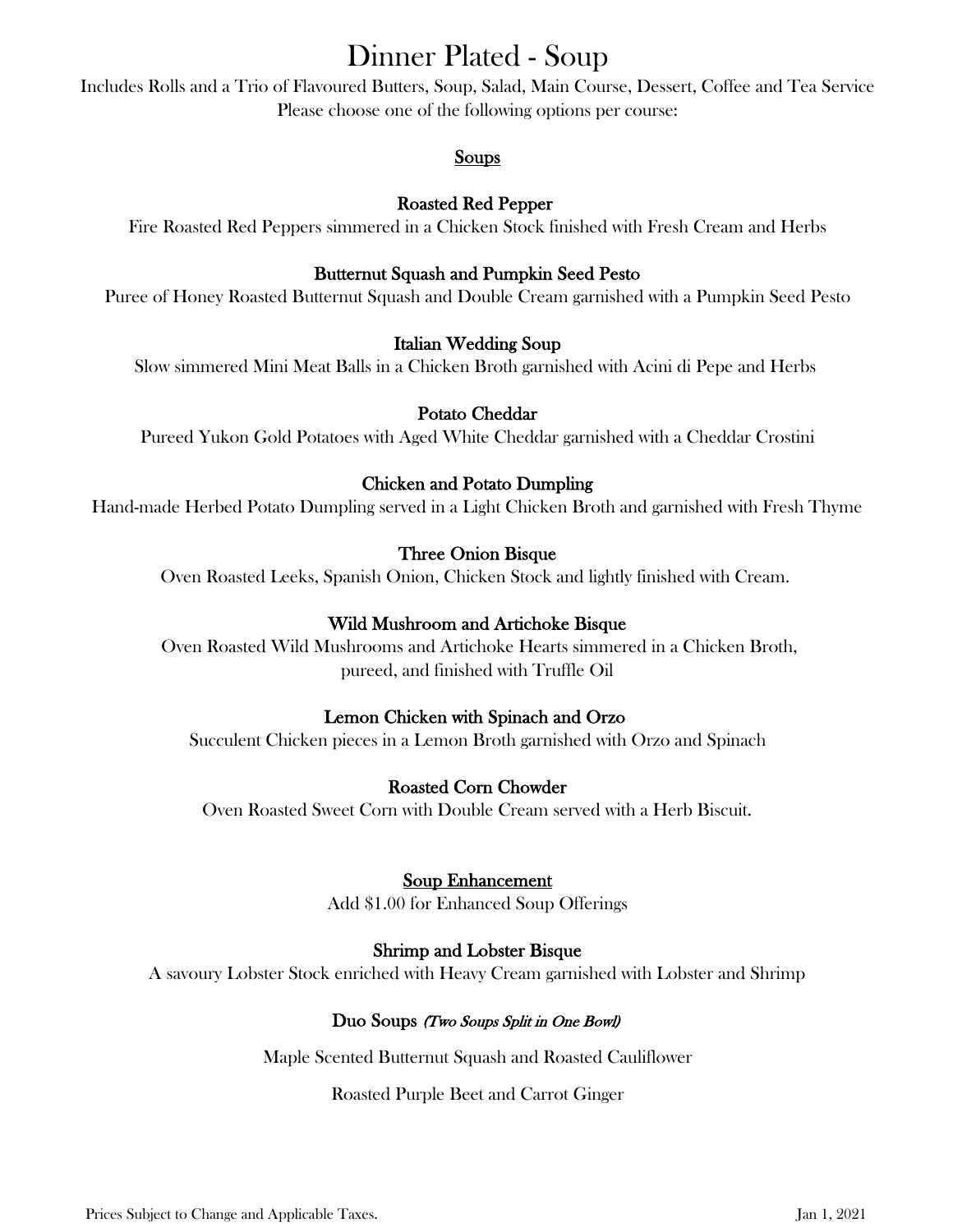# Dinner Plated - Soup

Includes Rolls and a Trio of Flavoured Butters, Soup, Salad, Main Course, Dessert, Coffee and Tea Service
Please choose one of the following options per course:

## Soups

**Roasted Red Pepper**
Fire Roasted Red Peppers simmered in a Chicken Stock finished with Fresh Cream and Herbs

**Butternut Squash and Pumpkin Seed Pesto**
Puree of Honey Roasted Butternut Squash and Double Cream garnished with a Pumpkin Seed Pesto

**Italian Wedding Soup**
Slow simmered Mini Meat Balls in a Chicken Broth garnished with Acini di Pepe and Herbs

**Potato Cheddar**
Pureed Yukon Gold Potatoes with Aged White Cheddar garnished with a Cheddar Crostini

**Chicken and Potato Dumpling**
Hand-made Herbed Potato Dumpling served in a Light Chicken Broth and garnished with Fresh Thyme

**Three Onion Bisque**
Oven Roasted Leeks, Spanish Onion, Chicken Stock and lightly finished with Cream.

**Wild Mushroom and Artichoke Bisque**
Oven Roasted Wild Mushrooms and Artichoke Hearts simmered in a Chicken Broth, pureed, and finished with Truffle Oil

**Lemon Chicken with Spinach and Orzo**
Succulent Chicken pieces in a Lemon Broth garnished with Orzo and Spinach

**Roasted Corn Chowder**
Oven Roasted Sweet Corn with Double Cream served with a Herb Biscuit.

## Soup Enhancement

Add $1.00 for Enhanced Soup Offerings

**Shrimp and Lobster Bisque**
A savoury Lobster Stock enriched with Heavy Cream garnished with Lobster and Shrimp

**Duo Soups** *(Two Soups Split in One Bowl)*

Maple Scented Butternut Squash and Roasted Cauliflower

Roasted Purple Beet and Carrot Ginger

Prices Subject to Change and Applicable Taxes.

Jan 1, 2021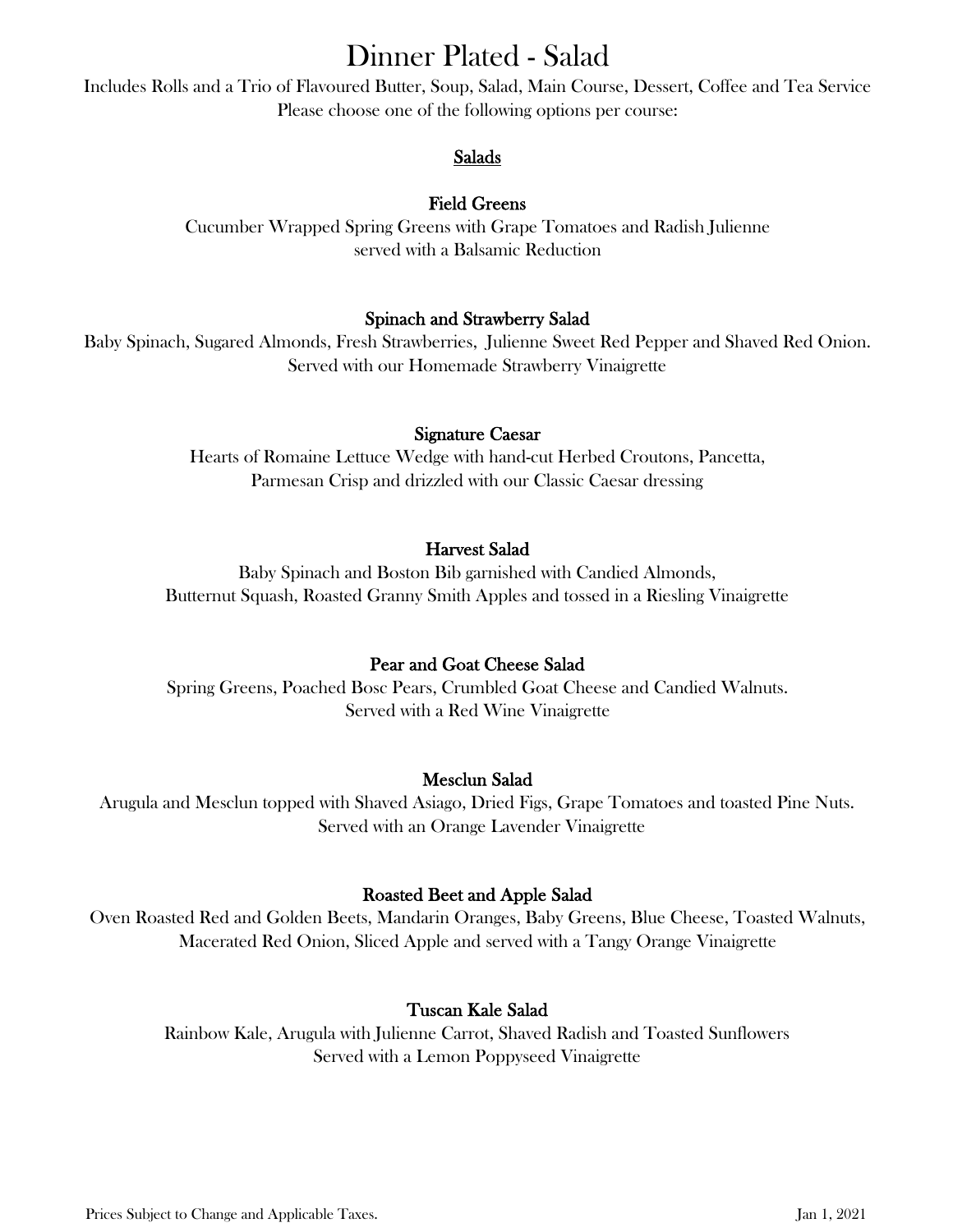# Dinner Plated - Salad

Includes Rolls and a Trio of Flavoured Butter, Soup, Salad, Main Course, Dessert, Coffee and Tea Service
Please choose one of the following options per course:

## Salads

### Field Greens

Cucumber Wrapped Spring Greens with Grape Tomatoes and Radish Julienne
served with a Balsamic Reduction

### Spinach and Strawberry Salad

Baby Spinach, Sugared Almonds, Fresh Strawberries, Julienne Sweet Red Pepper and Shaved Red Onion.
Served with our Homemade Strawberry Vinaigrette

### Signature Caesar

Hearts of Romaine Lettuce Wedge with hand-cut Herbed Croutons, Pancetta,
Parmesan Crisp and drizzled with our Classic Caesar dressing

### Harvest Salad

Baby Spinach and Boston Bib garnished with Candied Almonds,
Butternut Squash, Roasted Granny Smith Apples and tossed in a Riesling Vinaigrette

### Pear and Goat Cheese Salad

Spring Greens, Poached Bosc Pears, Crumbled Goat Cheese and Candied Walnuts.
Served with a Red Wine Vinaigrette

### Mesclun Salad

Arugula and Mesclun topped with Shaved Asiago, Dried Figs, Grape Tomatoes and toasted Pine Nuts.
Served with an Orange Lavender Vinaigrette

### Roasted Beet and Apple Salad

Oven Roasted Red and Golden Beets, Mandarin Oranges, Baby Greens, Blue Cheese, Toasted Walnuts,
Macerated Red Onion, Sliced Apple and served with a Tangy Orange Vinaigrette

### Tuscan Kale Salad

Rainbow Kale, Arugula with Julienne Carrot, Shaved Radish and Toasted Sunflowers
Served with a Lemon Poppyseed Vinaigrette

Prices Subject to Change and Applicable Taxes. Jan 1, 2021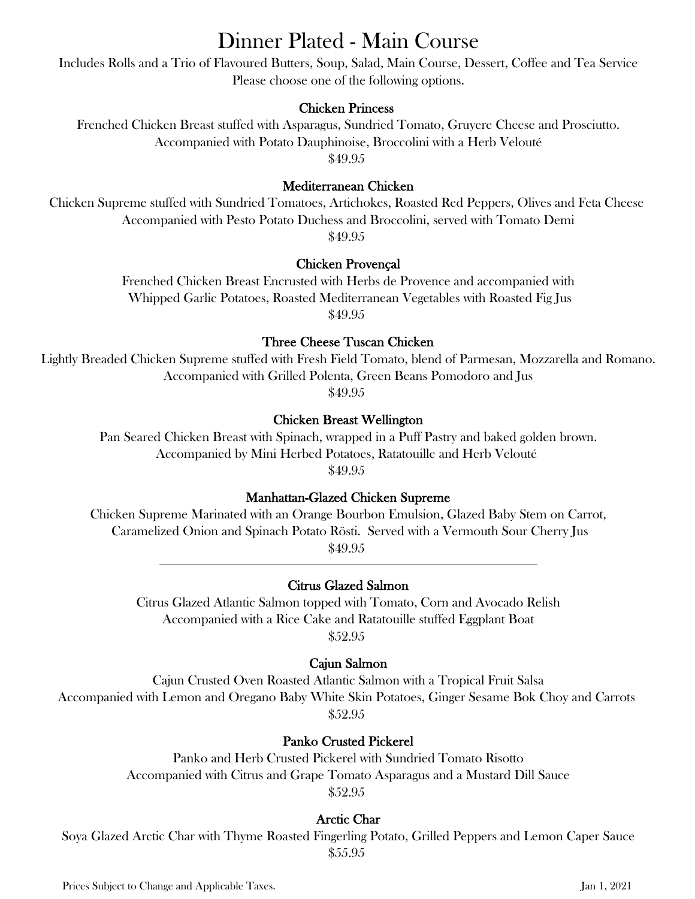# Dinner Plated - Main Course

Includes Rolls and a Trio of Flavoured Butters, Soup, Salad, Main Course, Dessert, Coffee and Tea Service
Please choose one of the following options.

### Chicken Princess

Frenched Chicken Breast stuffed with Asparagus, Sundried Tomato, Gruyere Cheese and Prosciutto.
Accompanied with Potato Dauphinoise, Broccolini with a Herb Velouté
$49.95

### Mediterranean Chicken

Chicken Supreme stuffed with Sundried Tomatoes, Artichokes, Roasted Red Peppers, Olives and Feta Cheese
Accompanied with Pesto Potato Duchess and Broccolini, served with Tomato Demi
$49.95

### Chicken Provençal

Frenched Chicken Breast Encrusted with Herbs de Provence and accompanied with
Whipped Garlic Potatoes, Roasted Mediterranean Vegetables with Roasted Fig Jus
$49.95

### Three Cheese Tuscan Chicken

Lightly Breaded Chicken Supreme stuffed with Fresh Field Tomato, blend of Parmesan, Mozzarella and Romano.
Accompanied with Grilled Polenta, Green Beans Pomodoro and Jus
$49.95

### Chicken Breast Wellington

Pan Seared Chicken Breast with Spinach, wrapped in a Puff Pastry and baked golden brown.
Accompanied by Mini Herbed Potatoes, Ratatouille and Herb Velouté
$49.95

### Manhattan-Glazed Chicken Supreme

Chicken Supreme Marinated with an Orange Bourbon Emulsion, Glazed Baby Stem on Carrot,
Caramelized Onion and Spinach Potato Rösti. Served with a Vermouth Sour Cherry Jus
$49.95

---

### Citrus Glazed Salmon

Citrus Glazed Atlantic Salmon topped with Tomato, Corn and Avocado Relish
Accompanied with a Rice Cake and Ratatouille stuffed Eggplant Boat
$52.95

### Cajun Salmon

Cajun Crusted Oven Roasted Atlantic Salmon with a Tropical Fruit Salsa
Accompanied with Lemon and Oregano Baby White Skin Potatoes, Ginger Sesame Bok Choy and Carrots
$52.95

### Panko Crusted Pickerel

Panko and Herb Crusted Pickerel with Sundried Tomato Risotto
Accompanied with Citrus and Grape Tomato Asparagus and a Mustard Dill Sauce
$52.95

### Arctic Char

Soya Glazed Arctic Char with Thyme Roasted Fingerling Potato, Grilled Peppers and Lemon Caper Sauce
$55.95

Prices Subject to Change and Applicable Taxes. Jan 1, 2021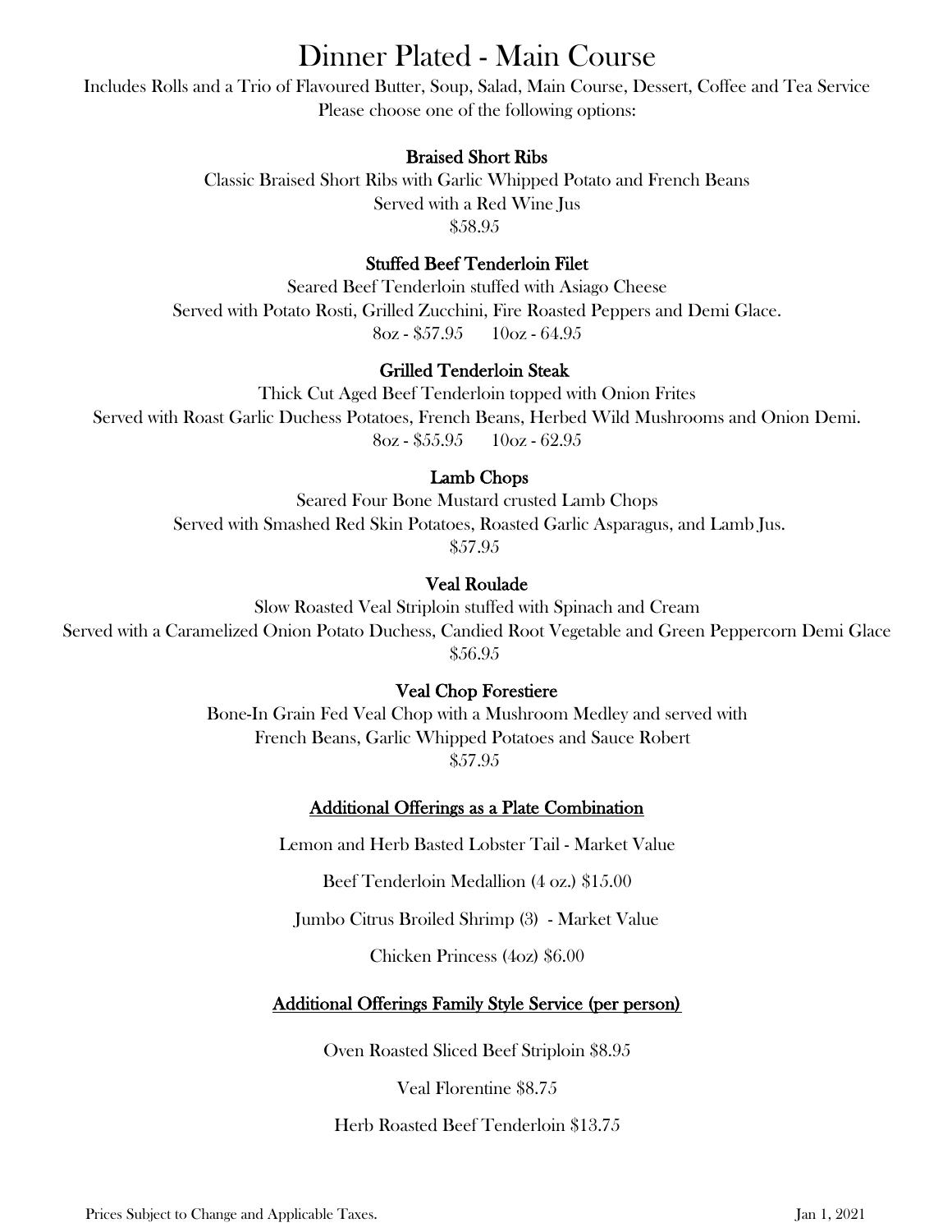# Dinner Plated - Main Course

Includes Rolls and a Trio of Flavoured Butter, Soup, Salad, Main Course, Dessert, Coffee and Tea Service
Please choose one of the following options:

### Braised Short Ribs

Classic Braised Short Ribs with Garlic Whipped Potato and French Beans
Served with a Red Wine Jus
$58.95

### Stuffed Beef Tenderloin Filet

Seared Beef Tenderloin stuffed with Asiago Cheese
Served with Potato Rosti, Grilled Zucchini, Fire Roasted Peppers and Demi Glace.
8oz - $57.95 10oz - 64.95

### Grilled Tenderloin Steak

Thick Cut Aged Beef Tenderloin topped with Onion Frites
Served with Roast Garlic Duchess Potatoes, French Beans, Herbed Wild Mushrooms and Onion Demi.
8oz - $55.95 10oz - 62.95

### Lamb Chops

Seared Four Bone Mustard crusted Lamb Chops
Served with Smashed Red Skin Potatoes, Roasted Garlic Asparagus, and Lamb Jus.
$57.95

### Veal Roulade

Slow Roasted Veal Striploin stuffed with Spinach and Cream
Served with a Caramelized Onion Potato Duchess, Candied Root Vegetable and Green Peppercorn Demi Glace
$56.95

### Veal Chop Forestiere

Bone-In Grain Fed Veal Chop with a Mushroom Medley and served with
French Beans, Garlic Whipped Potatoes and Sauce Robert
$57.95

### Additional Offerings as a Plate Combination

Lemon and Herb Basted Lobster Tail - Market Value

Beef Tenderloin Medallion (4 oz.) $15.00

Jumbo Citrus Broiled Shrimp (3) - Market Value

Chicken Princess (4oz) $6.00

### Additional Offerings Family Style Service (per person)

Oven Roasted Sliced Beef Striploin $8.95

Veal Florentine $8.75

Herb Roasted Beef Tenderloin $13.75

Prices Subject to Change and Applicable Taxes.

Jan 1, 2021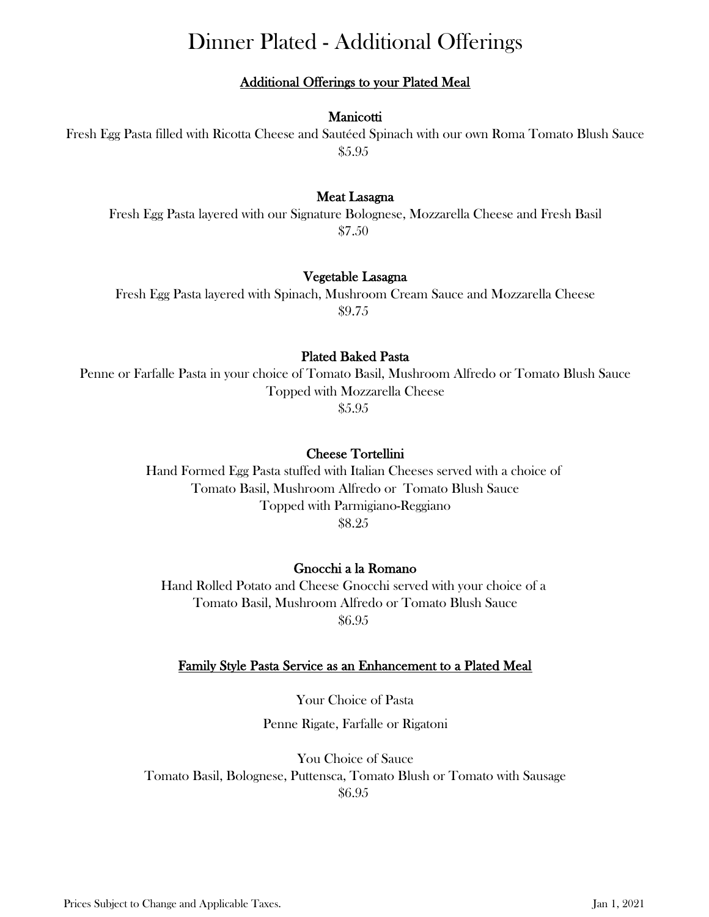# Dinner Plated - Additional Offerings

## Additional Offerings to your Plated Meal

### Manicotti

Fresh Egg Pasta filled with Ricotta Cheese and Sautéed Spinach with our own Roma Tomato Blush Sauce

$5.95

### Meat Lasagna

Fresh Egg Pasta layered with our Signature Bolognese, Mozzarella Cheese and Fresh Basil

$7.50

### Vegetable Lasagna

Fresh Egg Pasta layered with Spinach, Mushroom Cream Sauce and Mozzarella Cheese

$9.75

### Plated Baked Pasta

Penne or Farfalle Pasta in your choice of Tomato Basil, Mushroom Alfredo or Tomato Blush Sauce
Topped with Mozzarella Cheese

$5.95

### Cheese Tortellini

Hand Formed Egg Pasta stuffed with Italian Cheeses served with a choice of
Tomato Basil, Mushroom Alfredo or Tomato Blush Sauce
Topped with Parmigiano-Reggiano

$8.25

### Gnocchi a la Romano

Hand Rolled Potato and Cheese Gnocchi served with your choice of a
Tomato Basil, Mushroom Alfredo or Tomato Blush Sauce

$6.95

## Family Style Pasta Service as an Enhancement to a Plated Meal

Your Choice of Pasta

Penne Rigate, Farfalle or Rigatoni

You Choice of Sauce

Tomato Basil, Bolognese, Puttensca, Tomato Blush or Tomato with Sausage

$6.95

Prices Subject to Change and Applicable Taxes. Jan 1, 2021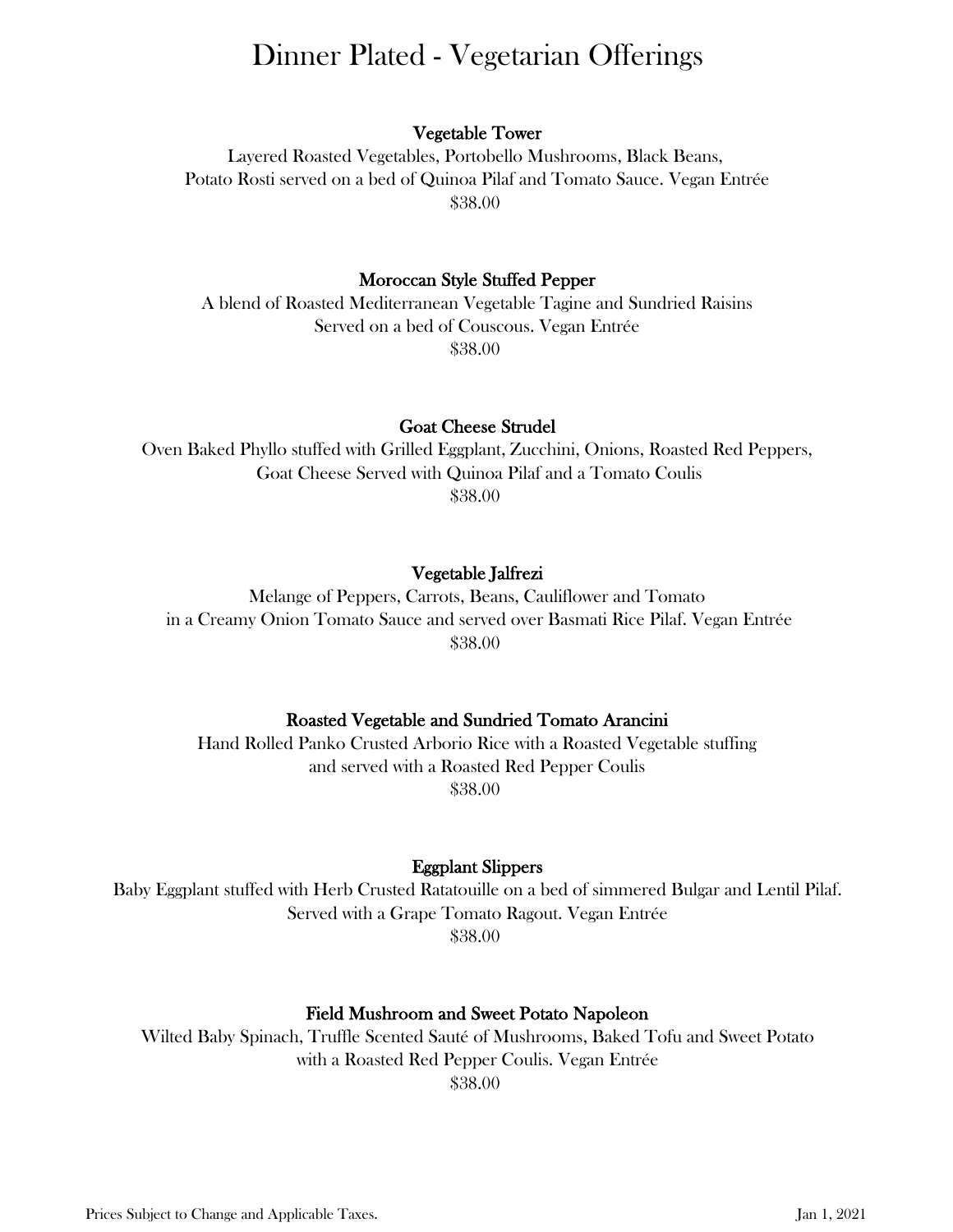# Dinner Plated - Vegetarian Offerings

**Vegetable Tower**

Layered Roasted Vegetables, Portobello Mushrooms, Black Beans, Potato Rosti served on a bed of Quinoa Pilaf and Tomato Sauce. Vegan Entrée

$38.00

**Moroccan Style Stuffed Pepper**

A blend of Roasted Mediterranean Vegetable Tagine and Sundried Raisins Served on a bed of Couscous. Vegan Entrée

$38.00

**Goat Cheese Strudel**

Oven Baked Phyllo stuffed with Grilled Eggplant, Zucchini, Onions, Roasted Red Peppers, Goat Cheese Served with Quinoa Pilaf and a Tomato Coulis

$38.00

**Vegetable Jalfrezi**

Melange of Peppers, Carrots, Beans, Cauliflower and Tomato in a Creamy Onion Tomato Sauce and served over Basmati Rice Pilaf. Vegan Entrée

$38.00

**Roasted Vegetable and Sundried Tomato Arancini**

Hand Rolled Panko Crusted Arborio Rice with a Roasted Vegetable stuffing and served with a Roasted Red Pepper Coulis

$38.00

**Eggplant Slippers**

Baby Eggplant stuffed with Herb Crusted Ratatouille on a bed of simmered Bulgar and Lentil Pilaf. Served with a Grape Tomato Ragout. Vegan Entrée

$38.00

**Field Mushroom and Sweet Potato Napoleon**

Wilted Baby Spinach, Truffle Scented Sauté of Mushrooms, Baked Tofu and Sweet Potato with a Roasted Red Pepper Coulis. Vegan Entrée

$38.00

Prices Subject to Change and Applicable Taxes.

Jan 1, 2021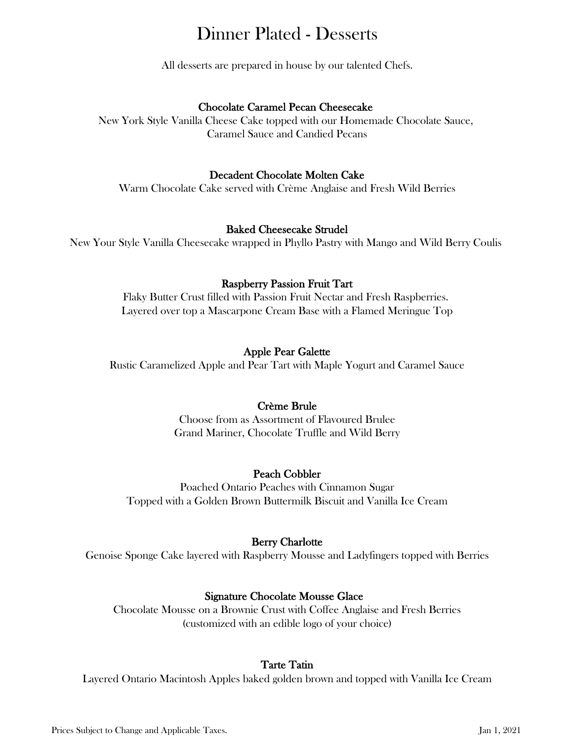# Dinner Plated - Desserts

All desserts are prepared in house by our talented Chefs.

**Chocolate Caramel Pecan Cheesecake**
New York Style Vanilla Cheese Cake topped with our Homemade Chocolate Sauce,
Caramel Sauce and Candied Pecans

**Decadent Chocolate Molten Cake**
Warm Chocolate Cake served with Crème Anglaise and Fresh Wild Berries

**Baked Cheesecake Strudel**
New Your Style Vanilla Cheesecake wrapped in Phyllo Pastry with Mango and Wild Berry Coulis

**Raspberry Passion Fruit Tart**
Flaky Butter Crust filled with Passion Fruit Nectar and Fresh Raspberries.
Layered over top a Mascarpone Cream Base with a Flamed Meringue Top

**Apple Pear Galette**
Rustic Caramelized Apple and Pear Tart with Maple Yogurt and Caramel Sauce

**Crème Brule**
Choose from as Assortment of Flavoured Brulee
Grand Mariner, Chocolate Truffle and Wild Berry

**Peach Cobbler**
Poached Ontario Peaches with Cinnamon Sugar
Topped with a Golden Brown Buttermilk Biscuit and Vanilla Ice Cream

**Berry Charlotte**
Genoise Sponge Cake layered with Raspberry Mousse and Ladyfingers topped with Berries

**Signature Chocolate Mousse Glace**
Chocolate Mousse on a Brownie Crust with Coffee Anglaise and Fresh Berries
(customized with an edible logo of your choice)

**Tarte Tatin**
Layered Ontario Macintosh Apples baked golden brown and topped with Vanilla Ice Cream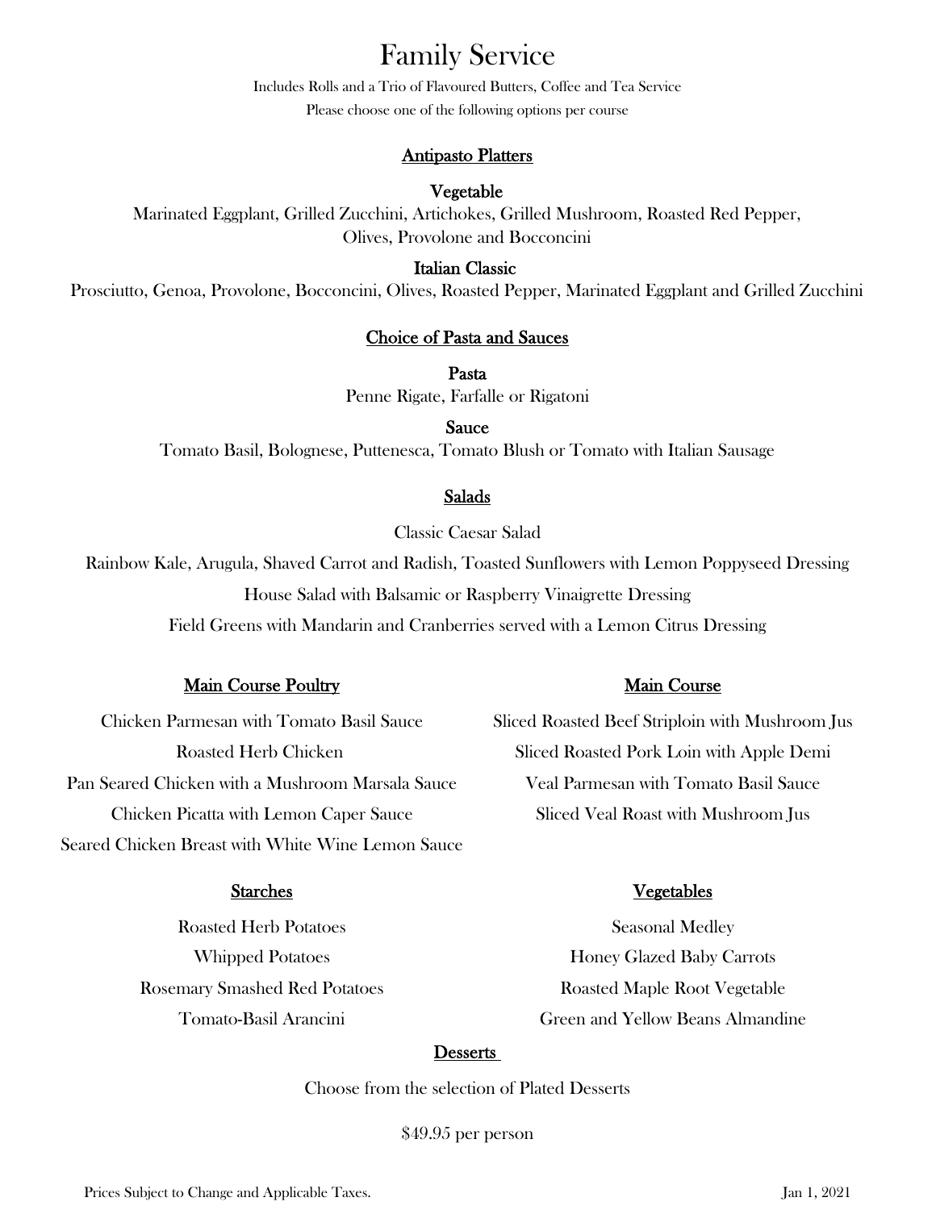# Family Service

Includes Rolls and a Trio of Flavoured Butters, Coffee and Tea Service

Please choose one of the following options per course

## Antipasto Platters

**Vegetable**

Marinated Eggplant, Grilled Zucchini, Artichokes, Grilled Mushroom, Roasted Red Pepper, Olives, Provolone and Bocconcini

**Italian Classic**

Prosciutto, Genoa, Provolone, Bocconcini, Olives, Roasted Pepper, Marinated Eggplant and Grilled Zucchini

## Choice of Pasta and Sauces

**Pasta**

Penne Rigate, Farfalle or Rigatoni

**Sauce**

Tomato Basil, Bolognese, Puttenesca, Tomato Blush or Tomato with Italian Sausage

## Salads

Classic Caesar Salad

Rainbow Kale, Arugula, Shaved Carrot and Radish, Toasted Sunflowers with Lemon Poppyseed Dressing

House Salad with Balsamic or Raspberry Vinaigrette Dressing

Field Greens with Mandarin and Cranberries served with a Lemon Citrus Dressing

## Main Course Poultry

Chicken Parmesan with Tomato Basil Sauce

Roasted Herb Chicken

Pan Seared Chicken with a Mushroom Marsala Sauce

Chicken Picatta with Lemon Caper Sauce

Seared Chicken Breast with White Wine Lemon Sauce

## Main Course

Sliced Roasted Beef Striploin with Mushroom Jus

Sliced Roasted Pork Loin with Apple Demi

Veal Parmesan with Tomato Basil Sauce

Sliced Veal Roast with Mushroom Jus

## Starches

Roasted Herb Potatoes

Whipped Potatoes

Rosemary Smashed Red Potatoes

Tomato-Basil Arancini

## Vegetables

Seasonal Medley

Honey Glazed Baby Carrots

Roasted Maple Root Vegetable

Green and Yellow Beans Almandine

## Desserts

Choose from the selection of Plated Desserts

$49.95 per person

Prices Subject to Change and Applicable Taxes.

Jan 1, 2021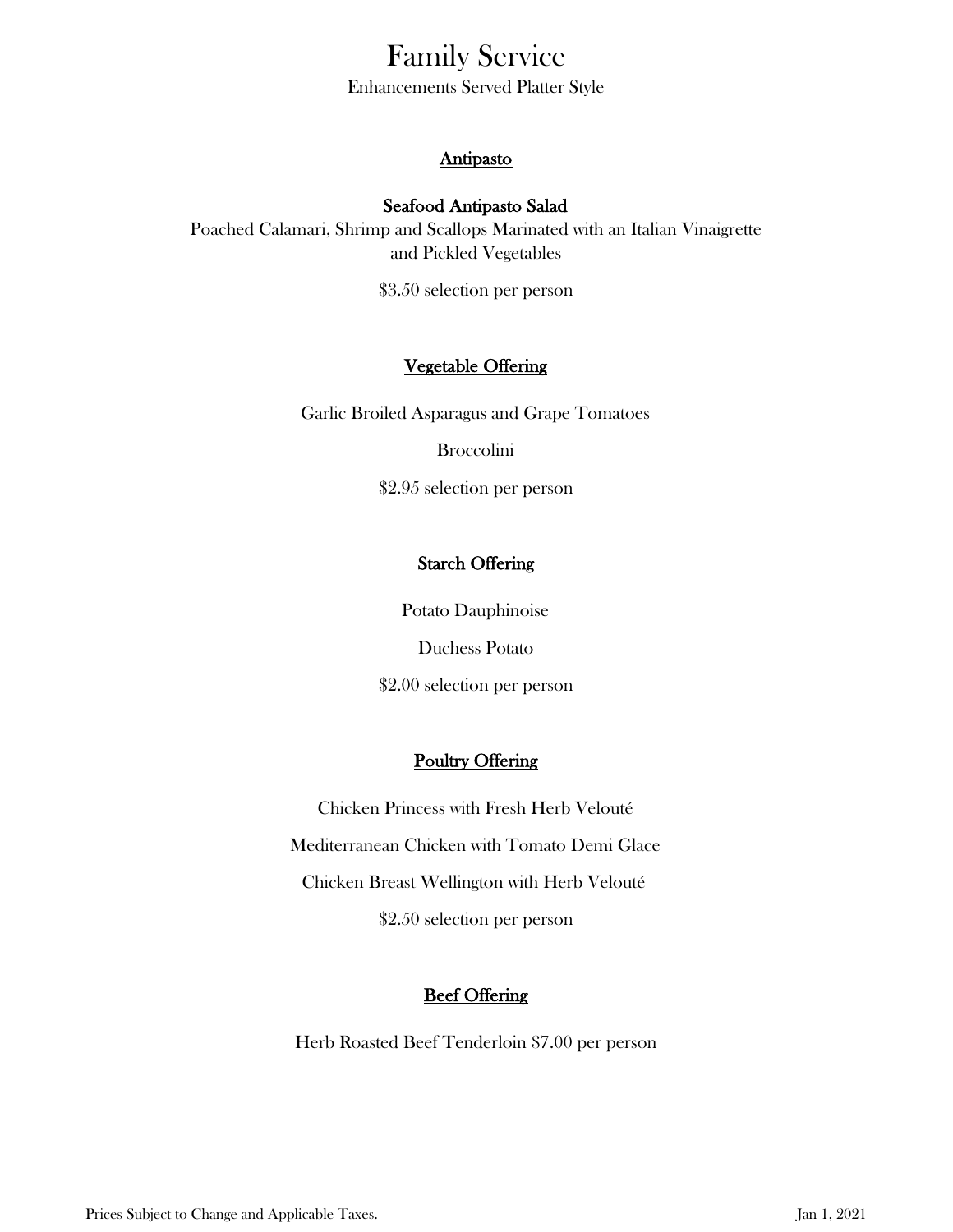# Family Service

Enhancements Served Platter Style

## Antipasto

**Seafood Antipasto Salad**

Poached Calamari, Shrimp and Scallops Marinated with an Italian Vinaigrette and Pickled Vegetables

$3.50 selection per person

## Vegetable Offering

Garlic Broiled Asparagus and Grape Tomatoes

Broccolini

$2.95 selection per person

## Starch Offering

Potato Dauphinoise

Duchess Potato

$2.00 selection per person

## Poultry Offering

Chicken Princess with Fresh Herb Velouté

Mediterranean Chicken with Tomato Demi Glace

Chicken Breast Wellington with Herb Velouté

$2.50 selection per person

## Beef Offering

Herb Roasted Beef Tenderloin $7.00 per person

Prices Subject to Change and Applicable Taxes.

Jan 1, 2021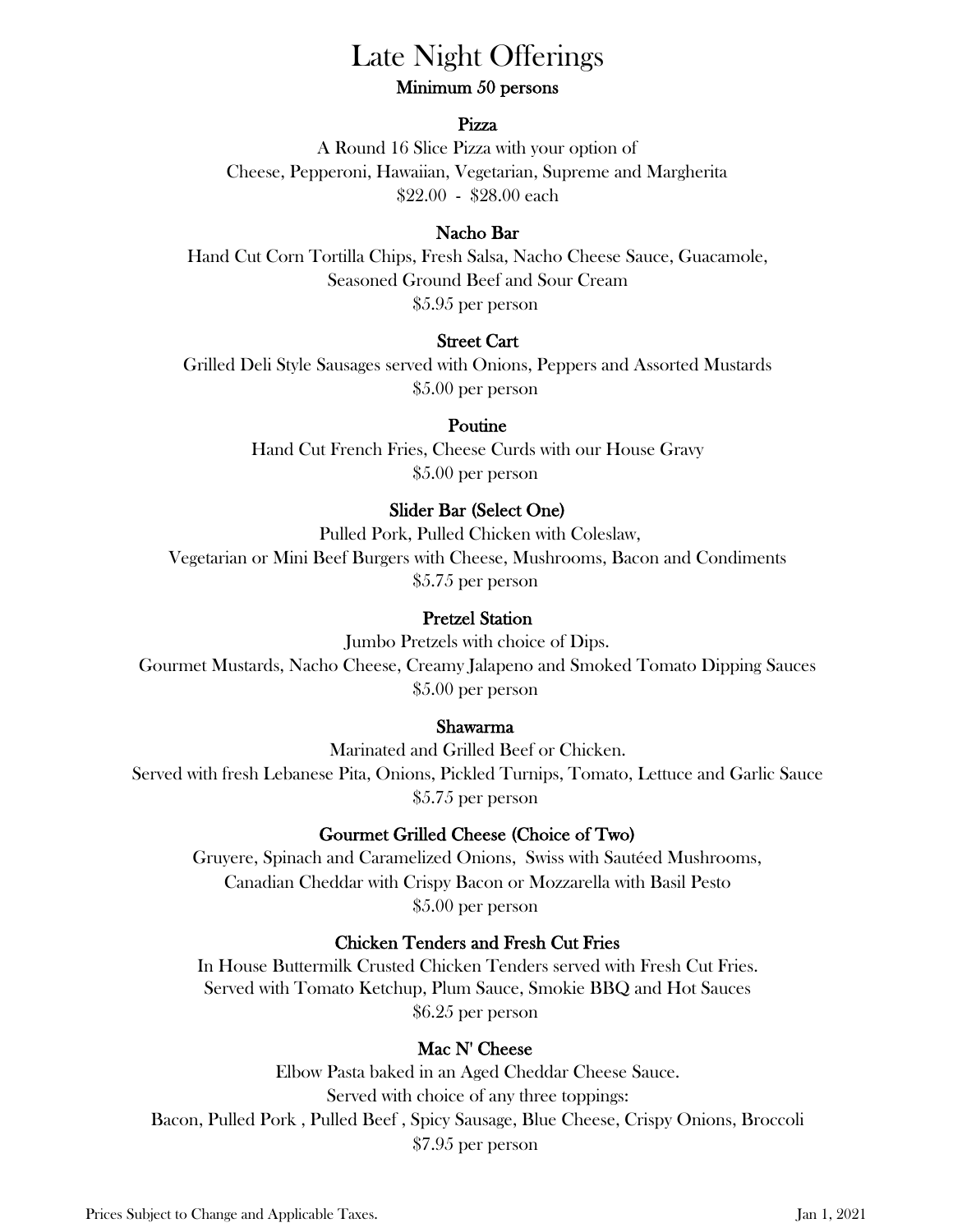# Late Night Offerings

**Minimum 50 persons**

### Pizza

A Round 16 Slice Pizza with your option of
Cheese, Pepperoni, Hawaiian, Vegetarian, Supreme and Margherita
$22.00 - $28.00 each

### Nacho Bar

Hand Cut Corn Tortilla Chips, Fresh Salsa, Nacho Cheese Sauce, Guacamole,
Seasoned Ground Beef and Sour Cream
$5.95 per person

### Street Cart

Grilled Deli Style Sausages served with Onions, Peppers and Assorted Mustards
$5.00 per person

### Poutine

Hand Cut French Fries, Cheese Curds with our House Gravy
$5.00 per person

### Slider Bar (Select One)

Pulled Pork, Pulled Chicken with Coleslaw,
Vegetarian or Mini Beef Burgers with Cheese, Mushrooms, Bacon and Condiments
$5.75 per person

### Pretzel Station

Jumbo Pretzels with choice of Dips.
Gourmet Mustards, Nacho Cheese, Creamy Jalapeno and Smoked Tomato Dipping Sauces
$5.00 per person

### Shawarma

Marinated and Grilled Beef or Chicken.
Served with fresh Lebanese Pita, Onions, Pickled Turnips, Tomato, Lettuce and Garlic Sauce
$5.75 per person

### Gourmet Grilled Cheese (Choice of Two)

Gruyere, Spinach and Caramelized Onions, Swiss with Sautéed Mushrooms,
Canadian Cheddar with Crispy Bacon or Mozzarella with Basil Pesto
$5.00 per person

### Chicken Tenders and Fresh Cut Fries

In House Buttermilk Crusted Chicken Tenders served with Fresh Cut Fries.
Served with Tomato Ketchup, Plum Sauce, Smokie BBQ and Hot Sauces
$6.25 per person

### Mac N' Cheese

Elbow Pasta baked in an Aged Cheddar Cheese Sauce.
Served with choice of any three toppings:
Bacon, Pulled Pork , Pulled Beef , Spicy Sausage, Blue Cheese, Crispy Onions, Broccoli
$7.95 per person

Prices Subject to Change and Applicable Taxes. Jan 1, 2021